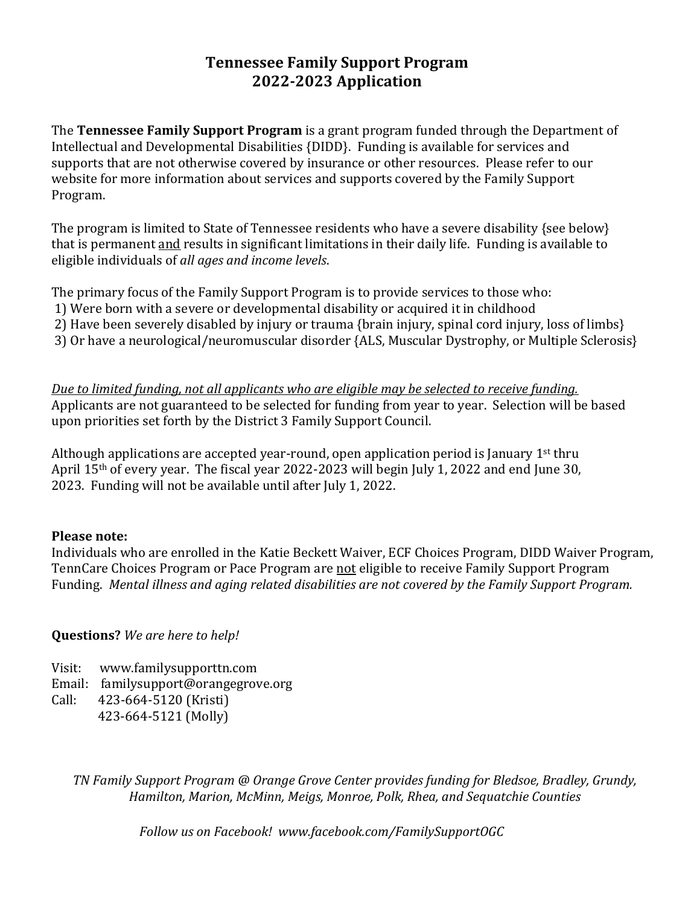# Tennessee Family Support Program
# 2022-2023 Application

The **Tennessee Family Support Program** is a grant program funded through the Department of Intellectual and Developmental Disabilities {DIDD}. Funding is available for services and supports that are not otherwise covered by insurance or other resources. Please refer to our website for more information about services and supports covered by the Family Support Program.

The program is limited to State of Tennessee residents who have a severe disability {see below} that is permanent <u>and</u> results in significant limitations in their daily life. Funding is available to eligible individuals of *all ages and income levels*.

The primary focus of the Family Support Program is to provide services to those who:
1) Were born with a severe or developmental disability or acquired it in childhood
2) Have been severely disabled by injury or trauma {brain injury, spinal cord injury, loss of limbs}
3) Or have a neurological/neuromuscular disorder {ALS, Muscular Dystrophy, or Multiple Sclerosis}

*<u>Due to limited funding, not all applicants who are eligible may be selected to receive funding.</u>* Applicants are not guaranteed to be selected for funding from year to year. Selection will be based upon priorities set forth by the District 3 Family Support Council.

Although applications are accepted year-round, open application period is January 1st thru April 15th of every year. The fiscal year 2022-2023 will begin July 1, 2022 and end June 30, 2023. Funding will not be available until after July 1, 2022.

**Please note:**
Individuals who are enrolled in the Katie Beckett Waiver, ECF Choices Program, DIDD Waiver Program, TennCare Choices Program or Pace Program are <u>not</u> eligible to receive Family Support Program Funding. *Mental illness and aging related disabilities are not covered by the Family Support Program.*

**Questions?** *We are here to help!*

Visit: www.familysupporttn.com
Email: familysupport@orangegrove.org
Call: 423-664-5120 (Kristi)
423-664-5121 (Molly)

*TN Family Support Program @ Orange Grove Center provides funding for Bledsoe, Bradley, Grundy, Hamilton, Marion, McMinn, Meigs, Monroe, Polk, Rhea, and Sequatchie Counties*

*Follow us on Facebook! www.facebook.com/FamilySupportOGC*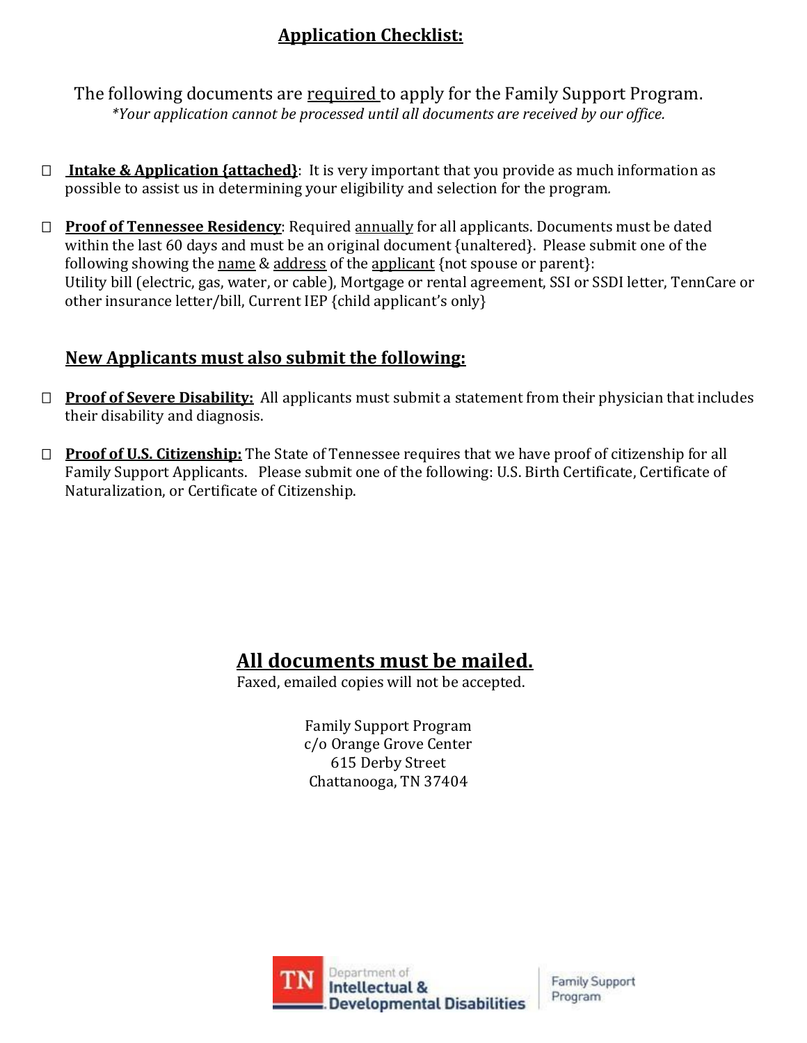## Application Checklist:

The following documents are required to apply for the Family Support Program.
*\*Your application cannot be processed until all documents are received by our office.*

- ☐ **Intake & Application {attached}**: It is very important that you provide as much information as possible to assist us in determining your eligibility and selection for the program.

- ☐ **Proof of Tennessee Residency**: Required annually for all applicants. Documents must be dated within the last 60 days and must be an original document {unaltered}. Please submit one of the following showing the name & address of the applicant {not spouse or parent}:
  Utility bill (electric, gas, water, or cable), Mortgage or rental agreement, SSI or SSDI letter, TennCare or other insurance letter/bill, Current IEP {child applicant's only}

### New Applicants must also submit the following:

- ☐ **Proof of Severe Disability:** All applicants must submit a statement from their physician that includes their disability and diagnosis.

- ☐ **Proof of U.S. Citizenship:** The State of Tennessee requires that we have proof of citizenship for all Family Support Applicants. Please submit one of the following: U.S. Birth Certificate, Certificate of Naturalization, or Certificate of Citizenship.

## All documents must be mailed.

Faxed, emailed copies will not be accepted.

Family Support Program
c/o Orange Grove Center
615 Derby Street
Chattanooga, TN 37404

TN Department of Intellectual & Developmental Disabilities | Family Support Program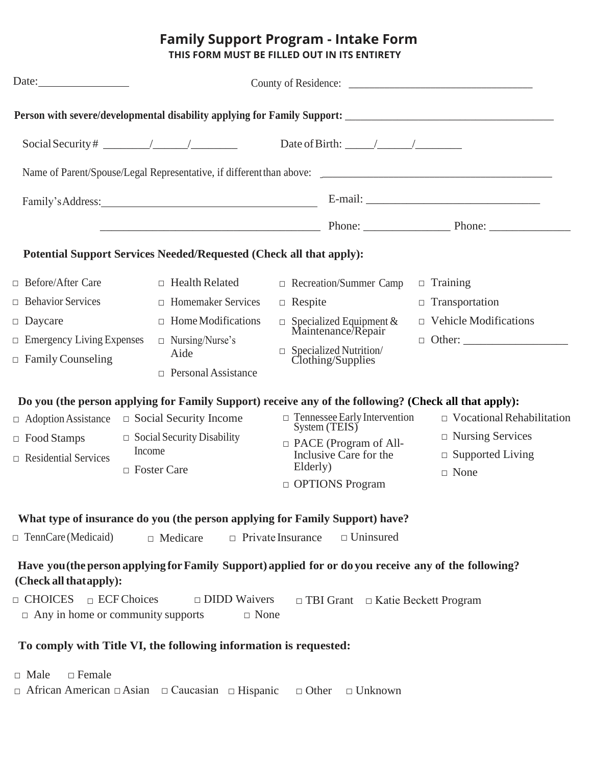# Family Support Program - Intake Form

**THIS FORM MUST BE FILLED OUT IN ITS ENTIRETY**

Date:________________ County of Residence: ________________________________

**Person with severe/developmental disability applying for Family Support:** ____________________________________

Social Security # ________/______/________ Date of Birth: _____/______/________

Name of Parent/Spouse/Legal Representative, if different than above: ________________________________________

Family's Address: ______________________________________ E-mail: ______________________________

______________________________________ Phone: _______________ Phone: ______________

**Potential Support Services Needed/Requested (Check all that apply):**

- □ Before/After Care
- □ Behavior Services
- □ Daycare
- □ Emergency Living Expenses
- □ Family Counseling
- □ Health Related
- □ Homemaker Services
- □ Home Modifications
- □ Nursing/Nurse's Aide
- □ Personal Assistance
- □ Recreation/Summer Camp
- □ Respite
- □ Specialized Equipment & Maintenance/Repair
- □ Specialized Nutrition/ Clothing/Supplies
- □ Training
- □ Transportation
- □ Vehicle Modifications
- □ Other: __________________

**Do you (the person applying for Family Support) receive any of the following? (Check all that apply):**

- □ Adoption Assistance
- □ Food Stamps
- □ Residential Services
- □ Social Security Income
- □ Social Security Disability Income
- □ Foster Care
- □ Tennessee Early Intervention System (TEIS)
- □ PACE (Program of All-Inclusive Care for the Elderly)
- □ OPTIONS Program
- □ Vocational Rehabilitation
- □ Nursing Services
- □ Supported Living
- □ None

**What type of insurance do you (the person applying for Family Support) have?**

□ TennCare (Medicaid) □ Medicare □ Private Insurance □ Uninsured

**Have you (the person applying for Family Support) applied for or do you receive any of the following? (Check all that apply):**

□ CHOICES □ ECF Choices □ DIDD Waivers □ TBI Grant □ Katie Beckett Program
□ Any in home or community supports □ None

**To comply with Title VI, the following information is requested:**

□ Male □ Female

□ African American □ Asian □ Caucasian □ Hispanic □ Other □ Unknown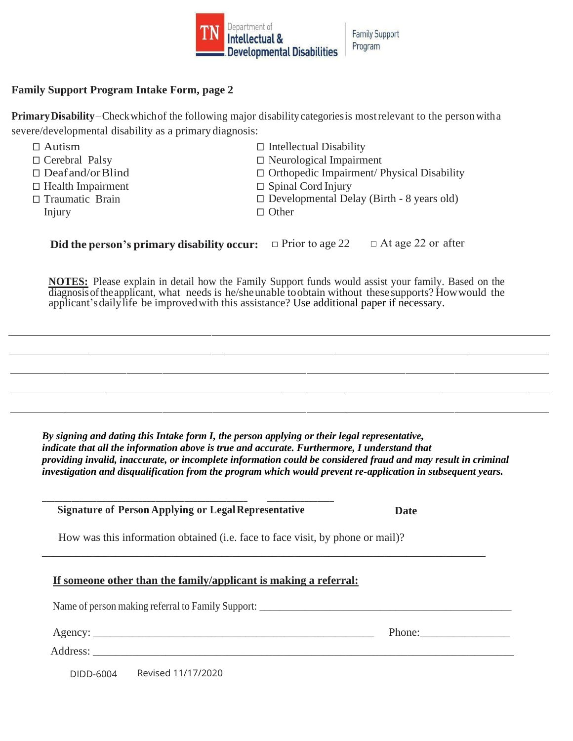Department of Intellectual & Developmental Disabilities | Family Support Program

## Family Support Program Intake Form, page 2

**Primary Disability** – Check which of the following major disability categories is most relevant to the person with a severe/developmental disability as a primary diagnosis:

- ☐ Autism
- ☐ Cerebral Palsy
- ☐ Deaf and/or Blind
- ☐ Health Impairment
- ☐ Traumatic Brain Injury
- ☐ Intellectual Disability
- ☐ Neurological Impairment
- ☐ Orthopedic Impairment/ Physical Disability
- ☐ Spinal Cord Injury
- ☐ Developmental Delay (Birth - 8 years old)
- ☐ Other

**Did the person's primary disability occur:** ☐ Prior to age 22 ☐ At age 22 or after

**NOTES:** Please explain in detail how the Family Support funds would assist your family. Based on the diagnosis of the applicant, what needs is he/she unable to obtain without these supports? How would the applicant's daily life be improved with this assistance? Use additional paper if necessary.

______________________________________________________________________________

______________________________________________________________________________

______________________________________________________________________________

______________________________________________________________________________

______________________________________________________________________________

***By signing and dating this Intake form I, the person applying or their legal representative, indicate that all the information above is true and accurate. Furthermore, I understand that providing invalid, inaccurate, or incomplete information could be considered fraud and may result in criminal investigation and disqualification from the program which would prevent re-application in subsequent years.***

_____________________________________ ____________

**Signature of Person Applying or Legal Representative** **Date**

How was this information obtained (i.e. face to face visit, by phone or mail)?

______________________________________________________________________________

**<u>If someone other than the family/applicant is making a referral:</u>**

Name of person making referral to Family Support: _____________________________________________

Agency: ___________________________________________________ Phone:________________

Address: ______________________________________________________________________________

DIDD-6004 Revised 11/17/2020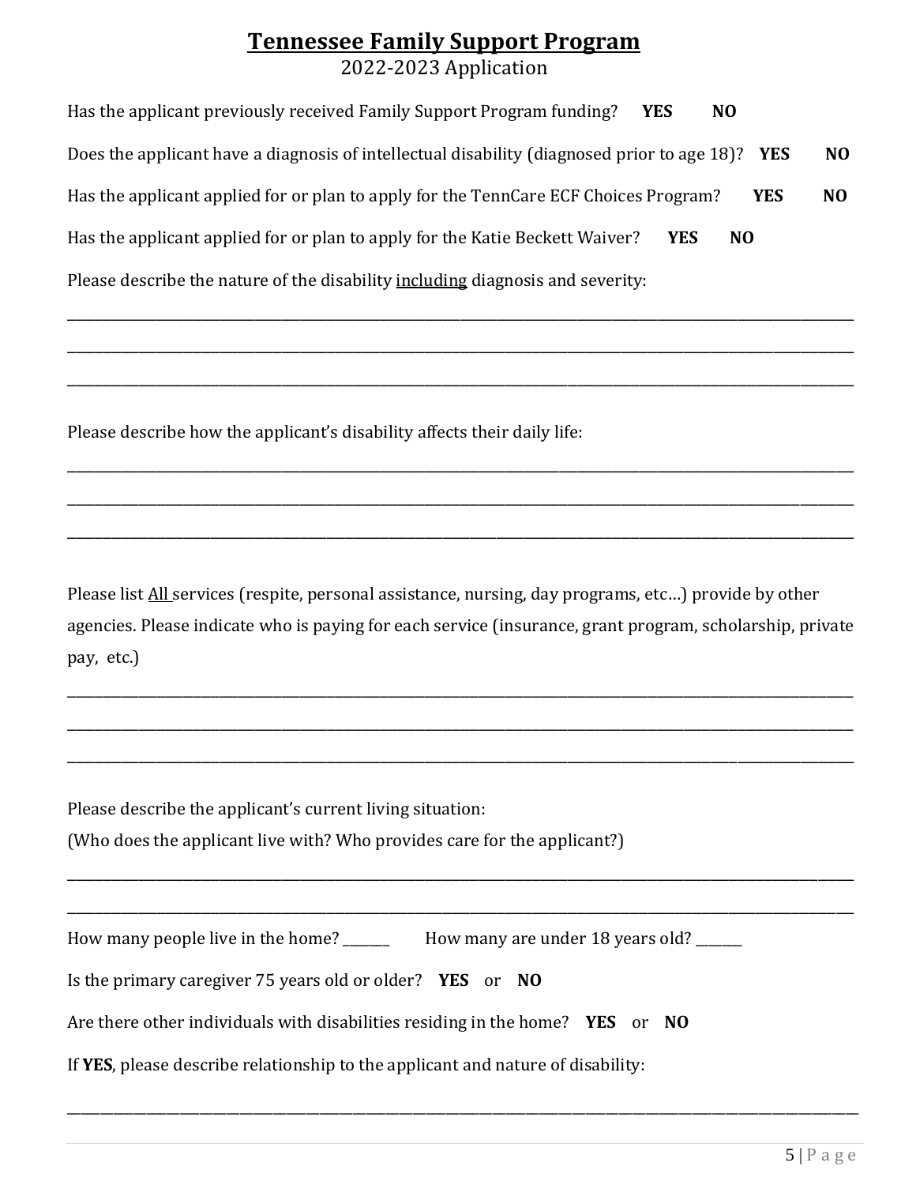# **Tennessee Family Support Program**

2022-2023 Application

Has the applicant previously received Family Support Program funding? **YES** **NO**

Does the applicant have a diagnosis of intellectual disability (diagnosed prior to age 18)? **YES** **NO**

Has the applicant applied for or plan to apply for the TennCare ECF Choices Program? **YES** **NO**

Has the applicant applied for or plan to apply for the Katie Beckett Waiver? **YES** **NO**

Please describe the nature of the disability <u>including</u> diagnosis and severity:

______________________________________________________________________________

______________________________________________________________________________

______________________________________________________________________________

Please describe how the applicant's disability affects their daily life:

______________________________________________________________________________

______________________________________________________________________________

______________________________________________________________________________

Please list <u>All</u> services (respite, personal assistance, nursing, day programs, etc…) provide by other agencies. Please indicate who is paying for each service (insurance, grant program, scholarship, private pay, etc.)

______________________________________________________________________________

______________________________________________________________________________

______________________________________________________________________________

Please describe the applicant's current living situation:
(Who does the applicant live with? Who provides care for the applicant?)

______________________________________________________________________________

______________________________________________________________________________

How many people live in the home? _______ How many are under 18 years old? _______

Is the primary caregiver 75 years old or older? **YES** or **NO**

Are there other individuals with disabilities residing in the home? **YES** or **NO**

If **YES**, please describe relationship to the applicant and nature of disability:

______________________________________________________________________________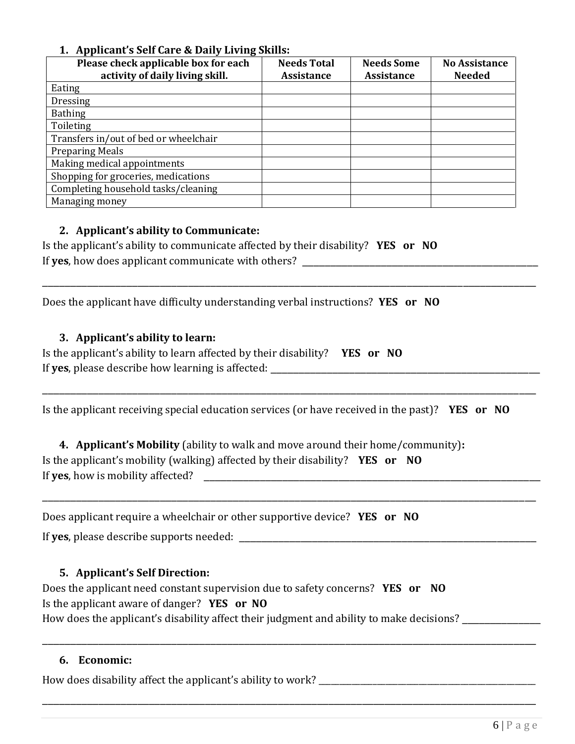1. **Applicant's Self Care & Daily Living Skills:**

| Please check applicable box for each activity of daily living skill. | Needs Total Assistance | Needs Some Assistance | No Assistance Needed |
|---|---|---|---|
| Eating | | | |
| Dressing | | | |
| Bathing | | | |
| Toileting | | | |
| Transfers in/out of bed or wheelchair | | | |
| Preparing Meals | | | |
| Making medical appointments | | | |
| Shopping for groceries, medications | | | |
| Completing household tasks/cleaning | | | |
| Managing money | | | |

2. **Applicant's ability to Communicate:**

Is the applicant's ability to communicate affected by their disability? **YES or NO**

If **yes**, how does applicant communicate with others? ______________________________________________

______________________________________________________________________________

Does the applicant have difficulty understanding verbal instructions? **YES or NO**

3. **Applicant's ability to learn:**

Is the applicant's ability to learn affected by their disability? **YES or NO**

If **yes**, please describe how learning is affected: ______________________________________________

______________________________________________________________________________

Is the applicant receiving special education services (or have received in the past)? **YES or NO**

4. **Applicant's Mobility** (ability to walk and move around their home/community)**:**

Is the applicant's mobility (walking) affected by their disability? **YES or NO**

If **yes**, how is mobility affected? ______________________________________________

______________________________________________________________________________

Does applicant require a wheelchair or other supportive device? **YES or NO**

If **yes**, please describe supports needed: ______________________________________________

5. **Applicant's Self Direction:**

Does the applicant need constant supervision due to safety concerns? **YES or NO**

Is the applicant aware of danger? **YES or NO**

How does the applicant's disability affect their judgment and ability to make decisions? ______________

______________________________________________________________________________

6. **Economic:**

How does disability affect the applicant's ability to work? ______________________________________________

______________________________________________________________________________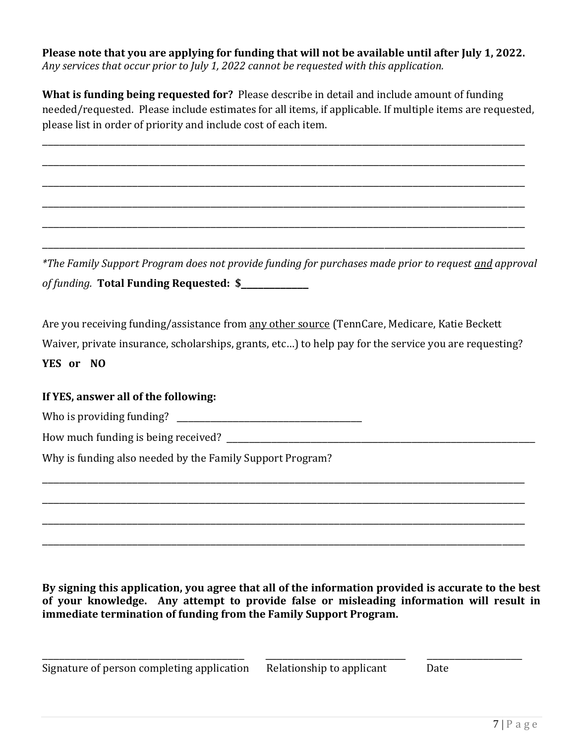**Please note that you are applying for funding that will not be available until after July 1, 2022.**
*Any services that occur prior to July 1, 2022 cannot be requested with this application.*

**What is funding being requested for?** Please describe in detail and include amount of funding needed/requested. Please include estimates for all items, if applicable. If multiple items are requested, please list in order of priority and include cost of each item.

\_\_\_\_\_\_\_\_\_\_\_\_\_\_\_\_\_\_\_\_\_\_\_\_\_\_\_\_\_\_\_\_\_\_\_\_\_\_\_\_\_\_\_\_\_\_\_\_\_\_\_\_\_\_\_\_\_\_\_\_\_\_\_\_\_\_\_\_\_\_\_\_\_\_\_\_\_\_

\_\_\_\_\_\_\_\_\_\_\_\_\_\_\_\_\_\_\_\_\_\_\_\_\_\_\_\_\_\_\_\_\_\_\_\_\_\_\_\_\_\_\_\_\_\_\_\_\_\_\_\_\_\_\_\_\_\_\_\_\_\_\_\_\_\_\_\_\_\_\_\_\_\_\_\_\_\_

\_\_\_\_\_\_\_\_\_\_\_\_\_\_\_\_\_\_\_\_\_\_\_\_\_\_\_\_\_\_\_\_\_\_\_\_\_\_\_\_\_\_\_\_\_\_\_\_\_\_\_\_\_\_\_\_\_\_\_\_\_\_\_\_\_\_\_\_\_\_\_\_\_\_\_\_\_\_

\_\_\_\_\_\_\_\_\_\_\_\_\_\_\_\_\_\_\_\_\_\_\_\_\_\_\_\_\_\_\_\_\_\_\_\_\_\_\_\_\_\_\_\_\_\_\_\_\_\_\_\_\_\_\_\_\_\_\_\_\_\_\_\_\_\_\_\_\_\_\_\_\_\_\_\_\_\_

\_\_\_\_\_\_\_\_\_\_\_\_\_\_\_\_\_\_\_\_\_\_\_\_\_\_\_\_\_\_\_\_\_\_\_\_\_\_\_\_\_\_\_\_\_\_\_\_\_\_\_\_\_\_\_\_\_\_\_\_\_\_\_\_\_\_\_\_\_\_\_\_\_\_\_\_\_\_

\_\_\_\_\_\_\_\_\_\_\_\_\_\_\_\_\_\_\_\_\_\_\_\_\_\_\_\_\_\_\_\_\_\_\_\_\_\_\_\_\_\_\_\_\_\_\_\_\_\_\_\_\_\_\_\_\_\_\_\_\_\_\_\_\_\_\_\_\_\_\_\_\_\_\_\_\_\_

**The Family Support Program does not provide funding for purchases made prior to request <u>and</u> approval of funding.* **Total Funding Requested: $\_\_\_\_\_\_\_\_\_\_\_\_\_\_**

Are you receiving funding/assistance from <u>any other source</u> (TennCare, Medicare, Katie Beckett Waiver, private insurance, scholarships, grants, etc…) to help pay for the service you are requesting?

**YES or NO**

**If YES, answer all of the following:**

Who is providing funding? \_\_\_\_\_\_\_\_\_\_\_\_\_\_\_\_\_\_\_\_\_\_\_\_\_\_\_\_\_\_\_\_\_\_\_\_

How much funding is being received? \_\_\_\_\_\_\_\_\_\_\_\_\_\_\_\_\_\_\_\_\_\_\_\_\_\_\_\_\_\_\_\_\_\_\_\_\_\_\_\_\_\_\_\_\_\_\_\_\_\_\_\_\_\_

Why is funding also needed by the Family Support Program?

\_\_\_\_\_\_\_\_\_\_\_\_\_\_\_\_\_\_\_\_\_\_\_\_\_\_\_\_\_\_\_\_\_\_\_\_\_\_\_\_\_\_\_\_\_\_\_\_\_\_\_\_\_\_\_\_\_\_\_\_\_\_\_\_\_\_\_\_\_\_\_\_\_\_\_\_\_\_

\_\_\_\_\_\_\_\_\_\_\_\_\_\_\_\_\_\_\_\_\_\_\_\_\_\_\_\_\_\_\_\_\_\_\_\_\_\_\_\_\_\_\_\_\_\_\_\_\_\_\_\_\_\_\_\_\_\_\_\_\_\_\_\_\_\_\_\_\_\_\_\_\_\_\_\_\_\_

\_\_\_\_\_\_\_\_\_\_\_\_\_\_\_\_\_\_\_\_\_\_\_\_\_\_\_\_\_\_\_\_\_\_\_\_\_\_\_\_\_\_\_\_\_\_\_\_\_\_\_\_\_\_\_\_\_\_\_\_\_\_\_\_\_\_\_\_\_\_\_\_\_\_\_\_\_\_

\_\_\_\_\_\_\_\_\_\_\_\_\_\_\_\_\_\_\_\_\_\_\_\_\_\_\_\_\_\_\_\_\_\_\_\_\_\_\_\_\_\_\_\_\_\_\_\_\_\_\_\_\_\_\_\_\_\_\_\_\_\_\_\_\_\_\_\_\_\_\_\_\_\_\_\_\_\_

**By signing this application, you agree that all of the information provided is accurate to the best of your knowledge. Any attempt to provide false or misleading information will result in immediate termination of funding from the Family Support Program.**

\_\_\_\_\_\_\_\_\_\_\_\_\_\_\_\_\_\_\_\_\_\_\_\_\_\_\_\_\_\_\_\_\_\_\_\_ \_\_\_\_\_\_\_\_\_\_\_\_\_\_\_\_\_\_\_\_\_\_\_\_\_\_\_\_ \_\_\_\_\_\_\_\_\_\_\_\_\_\_\_\_\_\_

Signature of person completing application Relationship to applicant Date